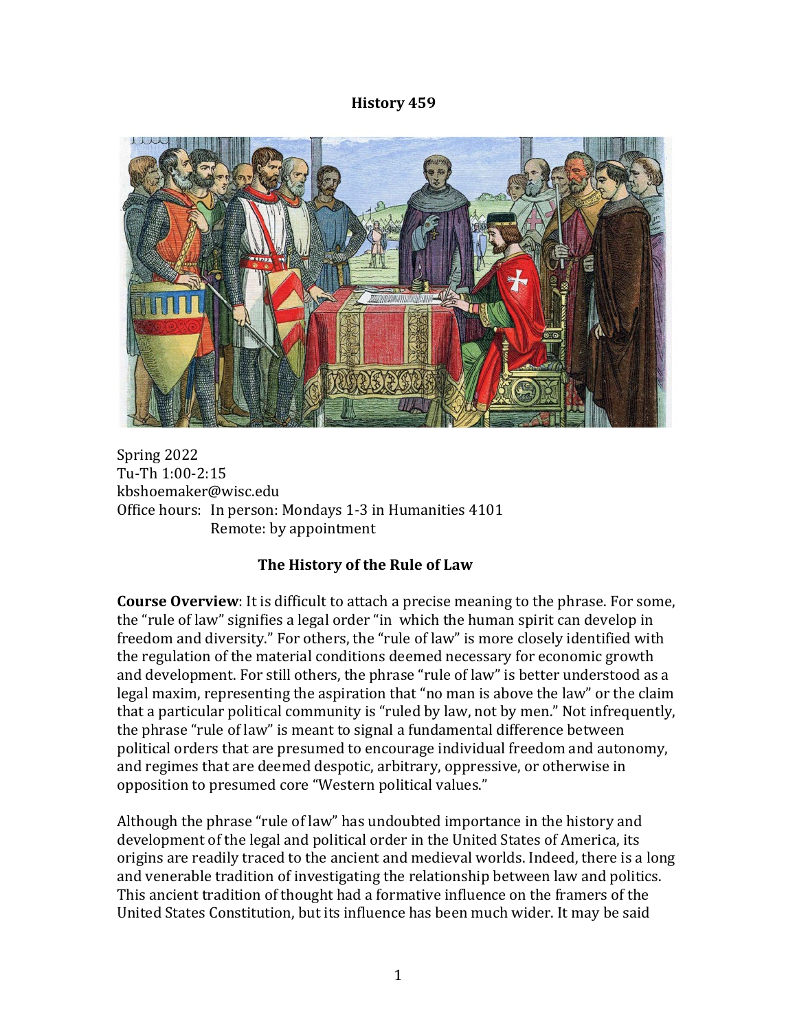# History 459

Spring 2022
Tu-Th 1:00-2:15
kbshoemaker@wisc.edu
Office hours: In person: Mondays 1-3 in Humanities 4101
Remote: by appointment

## The History of the Rule of Law

**Course Overview**: It is difficult to attach a precise meaning to the phrase. For some, the "rule of law" signifies a legal order "in which the human spirit can develop in freedom and diversity." For others, the "rule of law" is more closely identified with the regulation of the material conditions deemed necessary for economic growth and development. For still others, the phrase "rule of law" is better understood as a legal maxim, representing the aspiration that "no man is above the law" or the claim that a particular political community is "ruled by law, not by men." Not infrequently, the phrase "rule of law" is meant to signal a fundamental difference between political orders that are presumed to encourage individual freedom and autonomy, and regimes that are deemed despotic, arbitrary, oppressive, or otherwise in opposition to presumed core "Western political values."

Although the phrase "rule of law" has undoubted importance in the history and development of the legal and political order in the United States of America, its origins are readily traced to the ancient and medieval worlds. Indeed, there is a long and venerable tradition of investigating the relationship between law and politics. This ancient tradition of thought had a formative influence on the framers of the United States Constitution, but its influence has been much wider. It may be said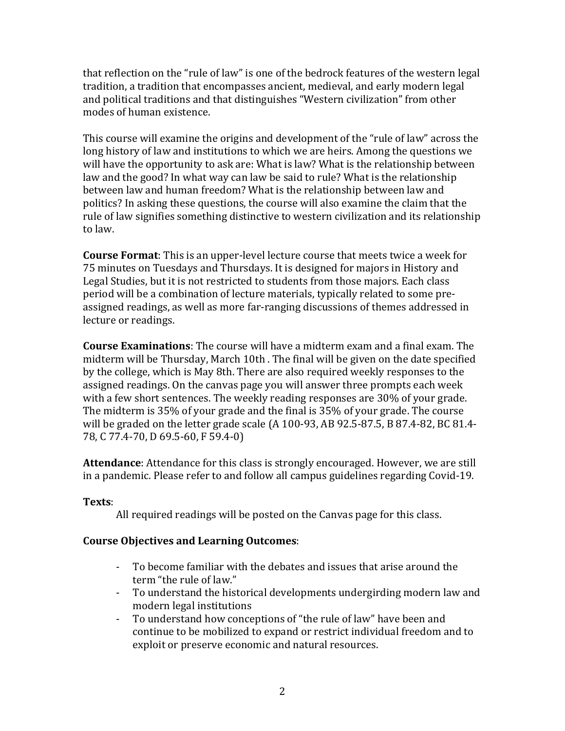that reflection on the "rule of law" is one of the bedrock features of the western legal tradition, a tradition that encompasses ancient, medieval, and early modern legal and political traditions and that distinguishes "Western civilization" from other modes of human existence.

This course will examine the origins and development of the "rule of law" across the long history of law and institutions to which we are heirs. Among the questions we will have the opportunity to ask are: What is law? What is the relationship between law and the good? In what way can law be said to rule? What is the relationship between law and human freedom? What is the relationship between law and politics? In asking these questions, the course will also examine the claim that the rule of law signifies something distinctive to western civilization and its relationship to law.

**Course Format**: This is an upper-level lecture course that meets twice a week for 75 minutes on Tuesdays and Thursdays. It is designed for majors in History and Legal Studies, but it is not restricted to students from those majors. Each class period will be a combination of lecture materials, typically related to some pre-assigned readings, as well as more far-ranging discussions of themes addressed in lecture or readings.

**Course Examinations**: The course will have a midterm exam and a final exam. The midterm will be Thursday, March 10th . The final will be given on the date specified by the college, which is May 8th. There are also required weekly responses to the assigned readings. On the canvas page you will answer three prompts each week with a few short sentences. The weekly reading responses are 30% of your grade. The midterm is 35% of your grade and the final is 35% of your grade. The course will be graded on the letter grade scale (A 100-93, AB 92.5-87.5, B 87.4-82, BC 81.4-78, C 77.4-70, D 69.5-60, F 59.4-0)

**Attendance**: Attendance for this class is strongly encouraged. However, we are still in a pandemic. Please refer to and follow all campus guidelines regarding Covid-19.

**Texts**:

All required readings will be posted on the Canvas page for this class.

**Course Objectives and Learning Outcomes**:

- To become familiar with the debates and issues that arise around the term "the rule of law."
- To understand the historical developments undergirding modern law and modern legal institutions
- To understand how conceptions of "the rule of law" have been and continue to be mobilized to expand or restrict individual freedom and to exploit or preserve economic and natural resources.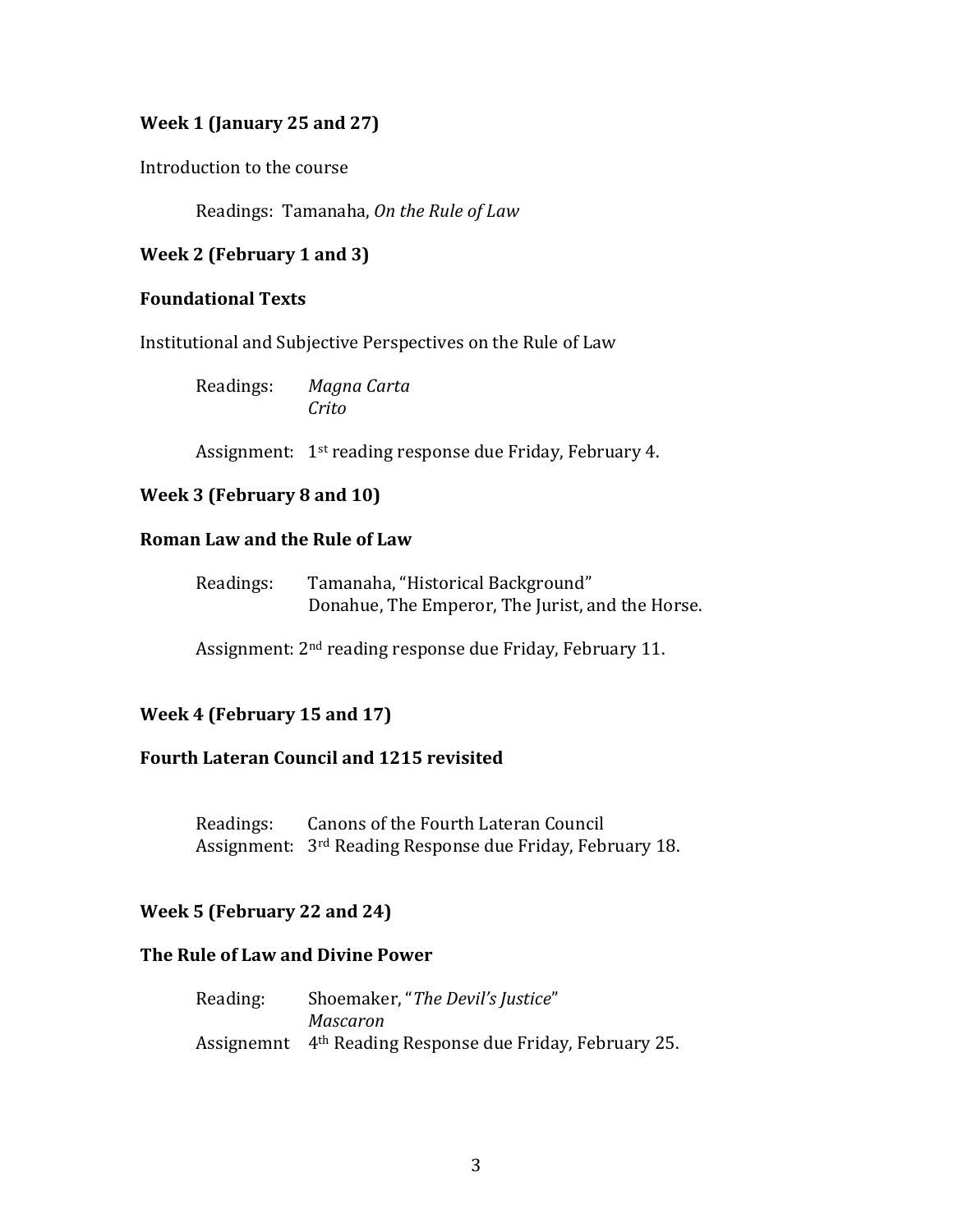**Week 1 (January 25 and 27)**

Introduction to the course

Readings: Tamanaha, *On the Rule of Law*

**Week 2 (February 1 and 3)**

**Foundational Texts**

Institutional and Subjective Perspectives on the Rule of Law

Readings: *Magna Carta*
*Crito*

Assignment: 1st reading response due Friday, February 4.

**Week 3 (February 8 and 10)**

**Roman Law and the Rule of Law**

Readings: Tamanaha, "Historical Background"
Donahue, The Emperor, The Jurist, and the Horse.

Assignment: 2nd reading response due Friday, February 11.

**Week 4 (February 15 and 17)**

**Fourth Lateran Council and 1215 revisited**

Readings: Canons of the Fourth Lateran Council
Assignment: 3rd Reading Response due Friday, February 18.

**Week 5 (February 22 and 24)**

**The Rule of Law and Divine Power**

Reading: Shoemaker, "*The Devil's Justice*"
*Mascaron*
Assignemnt 4th Reading Response due Friday, February 25.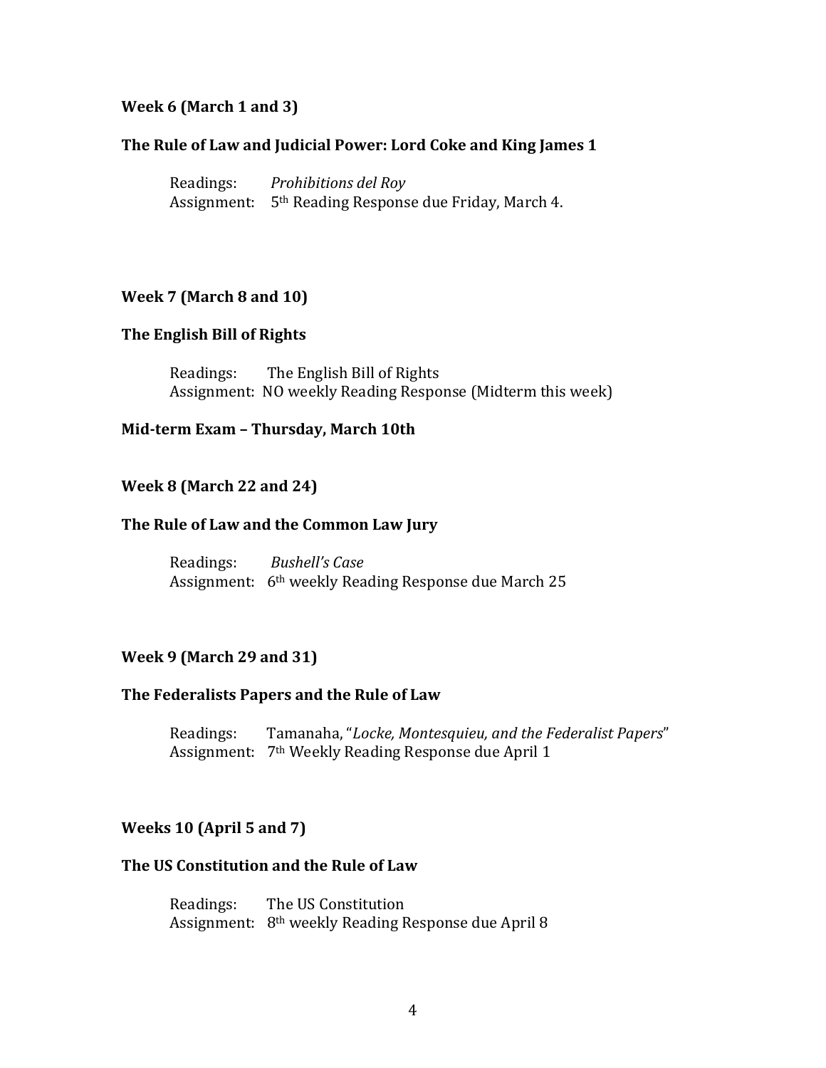**Week 6 (March 1 and 3)**

**The Rule of Law and Judicial Power: Lord Coke and King James 1**

Readings: *Prohibitions del Roy*
Assignment: 5th Reading Response due Friday, March 4.

**Week 7 (March 8 and 10)**

**The English Bill of Rights**

Readings: The English Bill of Rights
Assignment: NO weekly Reading Response (Midterm this week)

**Mid-term Exam – Thursday, March 10th**

**Week 8 (March 22 and 24)**

**The Rule of Law and the Common Law Jury**

Readings: *Bushell's Case*
Assignment: 6th weekly Reading Response due March 25

**Week 9 (March 29 and 31)**

**The Federalists Papers and the Rule of Law**

Readings: Tamanaha, "*Locke, Montesquieu, and the Federalist Papers*"
Assignment: 7th Weekly Reading Response due April 1

**Weeks 10 (April 5 and 7)**

**The US Constitution and the Rule of Law**

Readings: The US Constitution
Assignment: 8th weekly Reading Response due April 8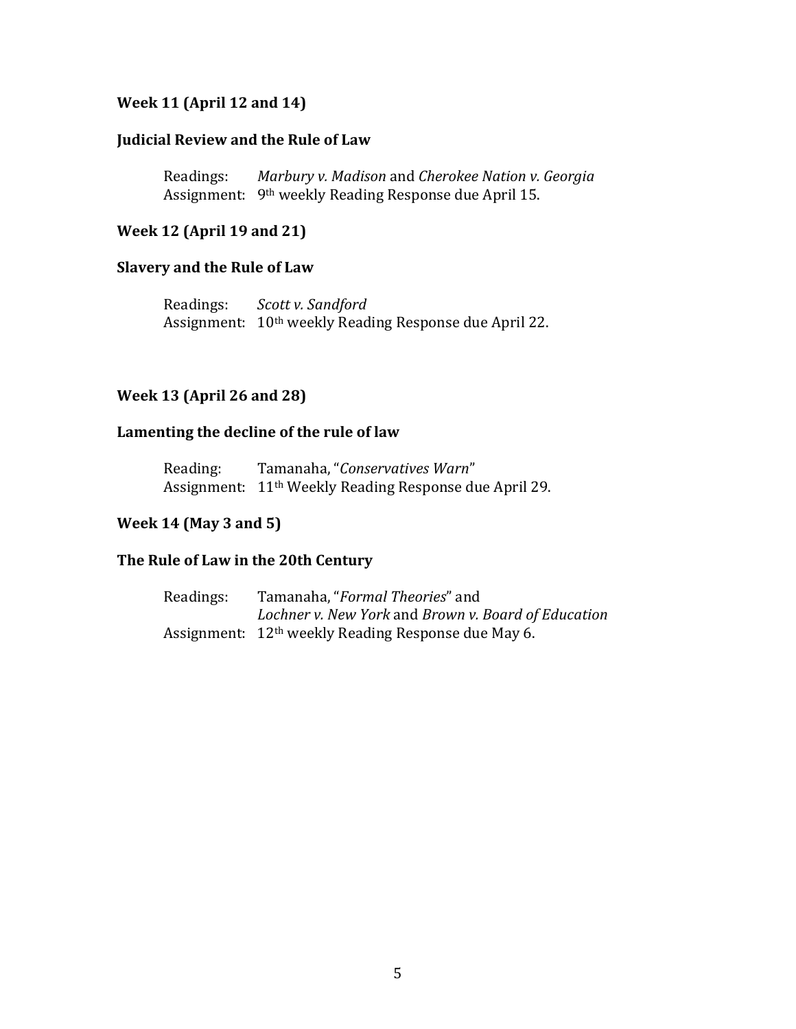**Week 11 (April 12 and 14)**

**Judicial Review and the Rule of Law**

Readings: *Marbury v. Madison* and *Cherokee Nation v. Georgia*
Assignment: 9th weekly Reading Response due April 15.

**Week 12 (April 19 and 21)**

**Slavery and the Rule of Law**

Readings: *Scott v. Sandford*
Assignment: 10th weekly Reading Response due April 22.

**Week 13 (April 26 and 28)**

**Lamenting the decline of the rule of law**

Reading: Tamanaha, "*Conservatives Warn*"
Assignment: 11th Weekly Reading Response due April 29.

**Week 14 (May 3 and 5)**

**The Rule of Law in the 20th Century**

Readings: Tamanaha, "*Formal Theories*" and
*Lochner v. New York* and *Brown v. Board of Education*
Assignment: 12th weekly Reading Response due May 6.